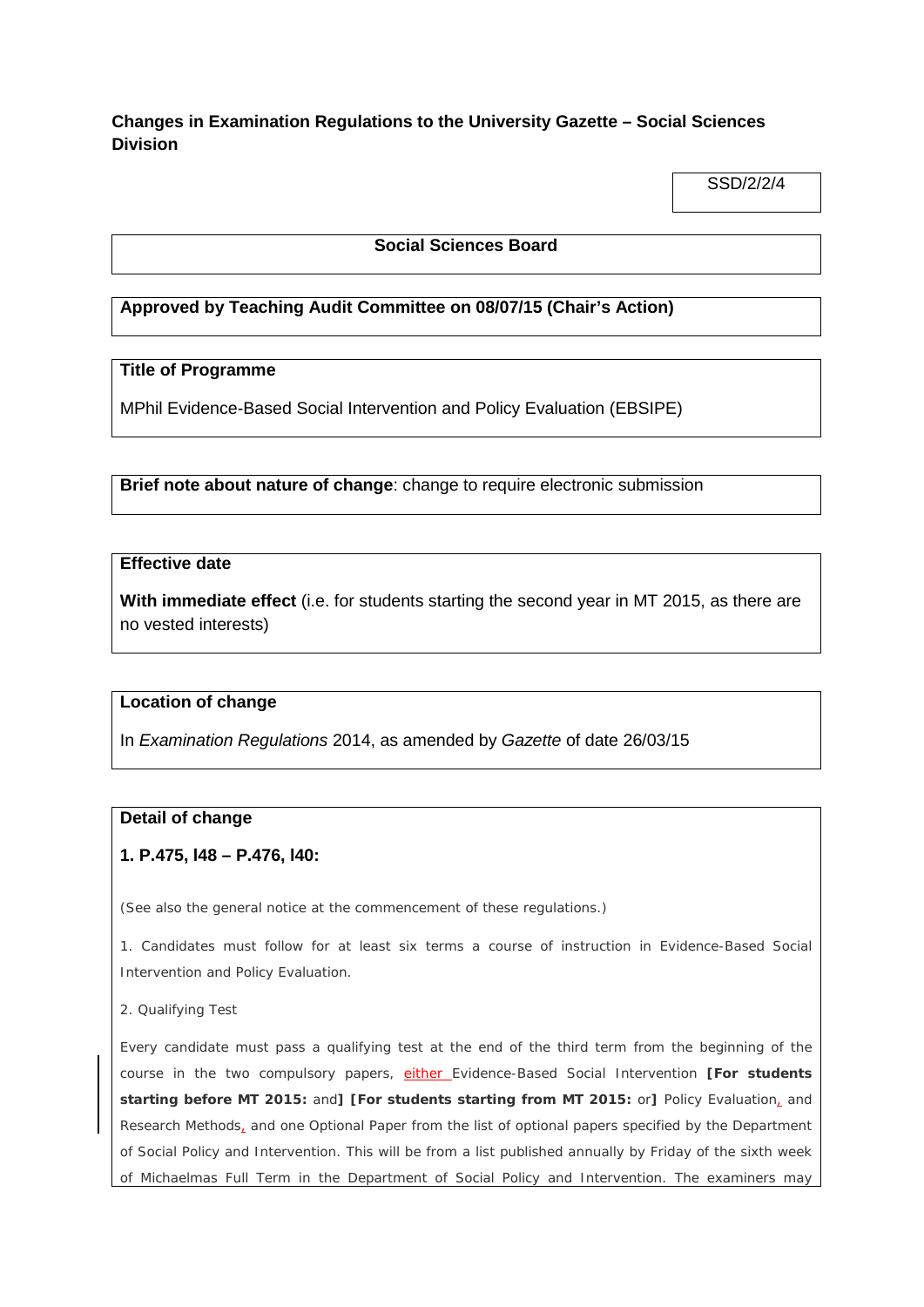**Changes in Examination Regulations to the University Gazette – Social Sciences Division**

SSD/2/2/4

**Social Sciences Board**

**Approved by Teaching Audit Committee on 08/07/15 (Chair's Action)**

**Title of Programme**

MPhil Evidence-Based Social Intervention and Policy Evaluation (EBSIPE)

**Brief note about nature of change**: change to require electronic submission

**Effective date**

**With immediate effect** (i.e. for students starting the second year in MT 2015, as there are no vested interests)

**Location of change**

In *Examination Regulations* 2014, as amended by *Gazette* of date 26/03/15

**Detail of change**

**1. P.475, l48 – P.476, l40:**

(See also the general notice at the commencement of these regulations.)

1. Candidates must follow for at least six terms a course of instruction in Evidence-Based Social Intervention and Policy Evaluation.

2. Qualifying Test

Every candidate must pass a qualifying test at the end of the third term from the beginning of the course in the two compulsory papers, either Evidence-Based Social Intervention **[For students starting before MT 2015:** and**] [For students starting from MT 2015:** or**]** Policy Evaluation, and Research Methods, and one Optional Paper from the list of optional papers specified by the Department of Social Policy and Intervention. This will be from a list published annually by Friday of the sixth week of Michaelmas Full Term in the Department of Social Policy and Intervention. The examiners may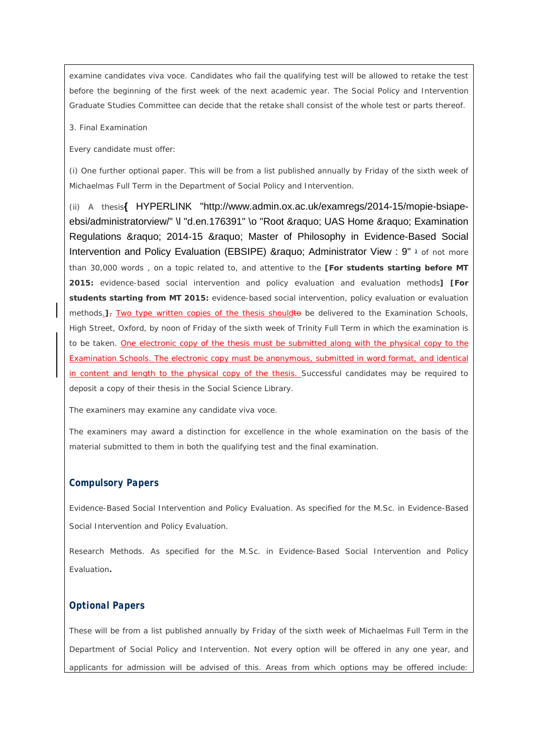examine candidates viva voce. Candidates who fail the qualifying test will be allowed to retake the test before the beginning of the first week of the next academic year. The Social Policy and Intervention Graduate Studies Committee can decide that the retake shall consist of the whole test or parts thereof.

3. Final Examination

Every candidate must offer:

(i) One further optional paper. This will be from a list published annually by Friday of the sixth week of Michaelmas Full Term in the Department of Social Policy and Intervention.

(ii) A thesis{ HYPERLINK "http://www.admin.ox.ac.uk/examregs/2014-15/mopie-bsiape-ebsi/administratorview/" \l "d.en.176391" \o "Root &raquo; UAS Home &raquo; Examination Regulations &raquo; 2014-15 &raquo; Master of Philosophy in Evidence-Based Social Intervention and Policy Evaluation (EBSIPE) &raquo; Administrator View : 9" [1] of not more than 30,000 words , on a topic related to, and attentive to the **[For students starting before MT 2015:** evidence-based social intervention and policy evaluation and evaluation methods**] [For students starting from MT 2015:** evidence-based social intervention, policy evaluation or evaluation methods.**]**, Two type written copies of the thesis shouldto be delivered to the Examination Schools, High Street, Oxford, by noon of Friday of the sixth week of Trinity Full Term in which the examination is to be taken. One electronic copy of the thesis must be submitted along with the physical copy to the Examination Schools. The electronic copy must be anonymous, submitted in word format, and identical in content and length to the physical copy of the thesis. Successful candidates may be required to deposit a copy of their thesis in the Social Science Library.

The examiners may examine any candidate viva voce.

The examiners may award a distinction for excellence in the whole examination on the basis of the material submitted to them in both the qualifying test and the final examination.

### Compulsory Papers

Evidence-Based Social Intervention and Policy Evaluation. As specified for the M.Sc. in Evidence-Based Social Intervention and Policy Evaluation.

Research Methods. As specified for the M.Sc. in Evidence-Based Social Intervention and Policy Evaluation**.**

### Optional Papers

These will be from a list published annually by Friday of the sixth week of Michaelmas Full Term in the Department of Social Policy and Intervention. Not every option will be offered in any one year, and applicants for admission will be advised of this. Areas from which options may be offered include: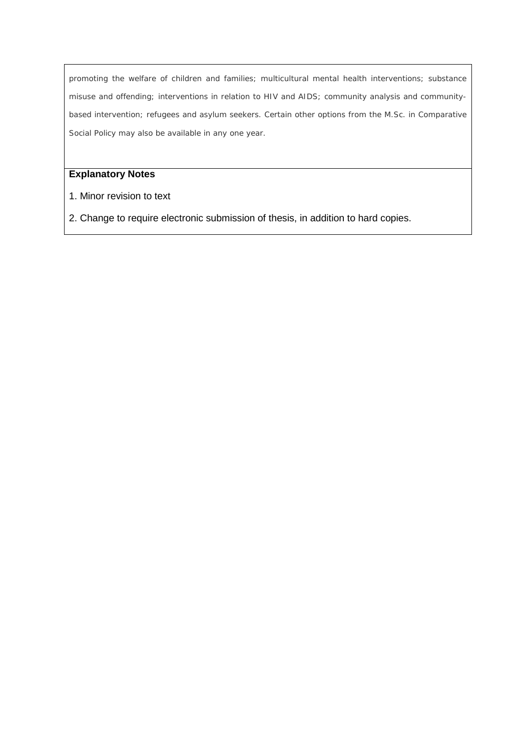promoting the welfare of children and families; multicultural mental health interventions; substance misuse and offending; interventions in relation to HIV and AIDS; community analysis and community-based intervention; refugees and asylum seekers. Certain other options from the M.Sc. in Comparative Social Policy may also be available in any one year.

**Explanatory Notes**

1. Minor revision to text

2. Change to require electronic submission of thesis, in addition to hard copies.